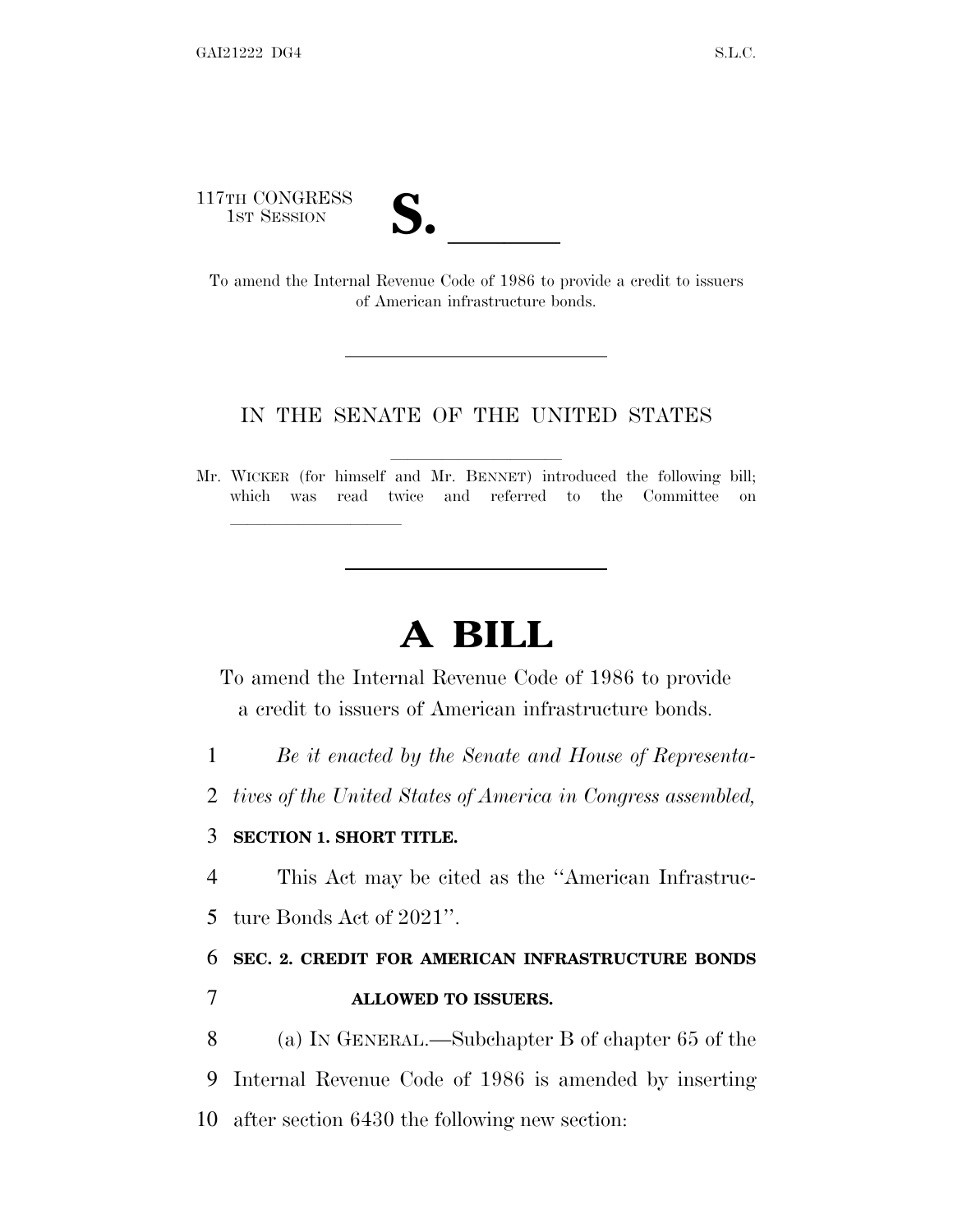117TH CONGRESS
1ST SESSION

**S. \_\_\_\_\_\_**

To amend the Internal Revenue Code of 1986 to provide a credit to issuers of American infrastructure bonds.

---

IN THE SENATE OF THE UNITED STATES

Mr. WICKER (for himself and Mr. BENNET) introduced the following bill; which was read twice and referred to the Committee on \_\_\_\_\_\_\_\_\_\_\_\_\_\_\_\_

---

# A BILL

To amend the Internal Revenue Code of 1986 to provide a credit to issuers of American infrastructure bonds.

1 *Be it enacted by the Senate and House of Representa-*
2 *tives of the United States of America in Congress assembled,*

3 **SECTION 1. SHORT TITLE.**

4 This Act may be cited as the ''American Infrastruc-
5 ture Bonds Act of 2021''.

6 **SEC. 2. CREDIT FOR AMERICAN INFRASTRUCTURE BONDS**
7 **ALLOWED TO ISSUERS.**

8 (a) IN GENERAL.—Subchapter B of chapter 65 of the
9 Internal Revenue Code of 1986 is amended by inserting
10 after section 6430 the following new section: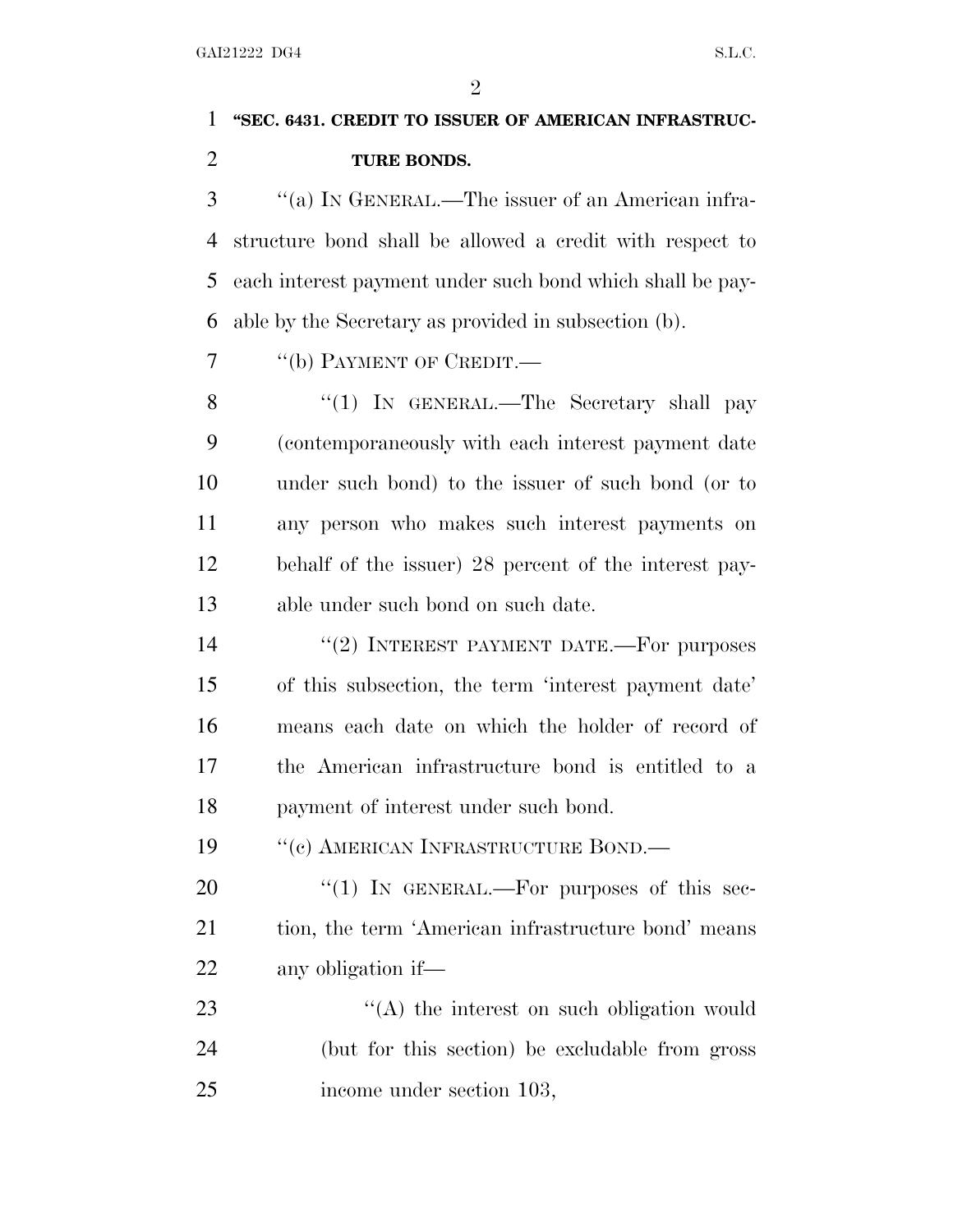"SEC. 6431. CREDIT TO ISSUER OF AMERICAN INFRASTRUCTURE BONDS.

"(a) IN GENERAL.—The issuer of an American infrastructure bond shall be allowed a credit with respect to each interest payment under such bond which shall be payable by the Secretary as provided in subsection (b).

"(b) PAYMENT OF CREDIT.—

"(1) IN GENERAL.—The Secretary shall pay (contemporaneously with each interest payment date under such bond) to the issuer of such bond (or to any person who makes such interest payments on behalf of the issuer) 28 percent of the interest payable under such bond on such date.

"(2) INTEREST PAYMENT DATE.—For purposes of this subsection, the term 'interest payment date' means each date on which the holder of record of the American infrastructure bond is entitled to a payment of interest under such bond.

"(c) AMERICAN INFRASTRUCTURE BOND.—

"(1) IN GENERAL.—For purposes of this section, the term 'American infrastructure bond' means any obligation if—

"(A) the interest on such obligation would (but for this section) be excludable from gross income under section 103,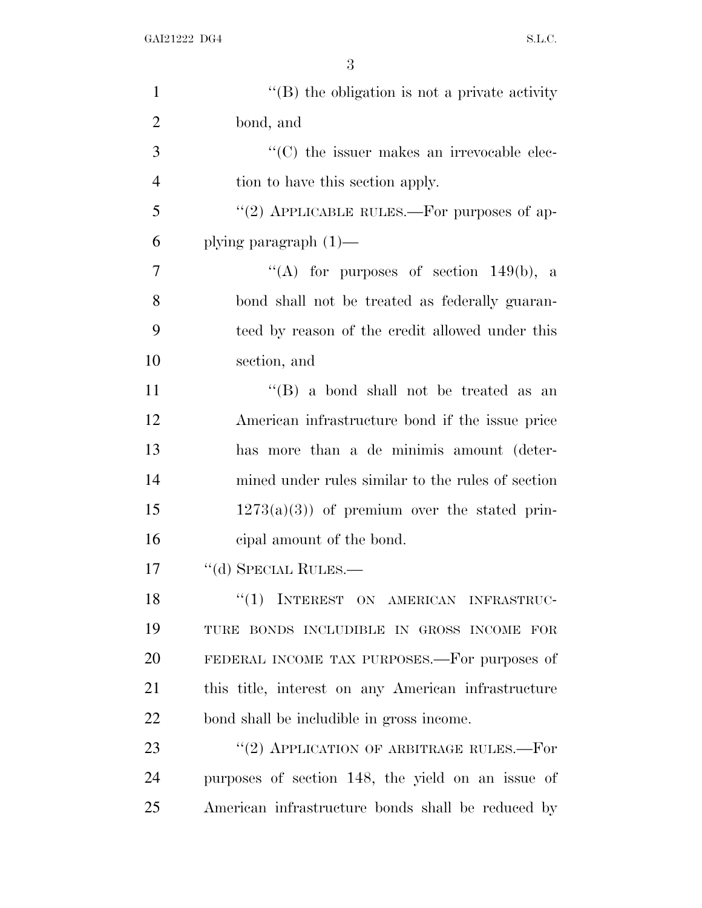"(B) the obligation is not a private activity bond, and

"(C) the issuer makes an irrevocable election to have this section apply.

"(2) APPLICABLE RULES.—For purposes of applying paragraph (1)—

"(A) for purposes of section 149(b), a bond shall not be treated as federally guaranteed by reason of the credit allowed under this section, and

"(B) a bond shall not be treated as an American infrastructure bond if the issue price has more than a de minimis amount (determined under rules similar to the rules of section 1273(a)(3)) of premium over the stated principal amount of the bond.

"(d) SPECIAL RULES.—

"(1) INTEREST ON AMERICAN INFRASTRUCTURE BONDS INCLUDIBLE IN GROSS INCOME FOR FEDERAL INCOME TAX PURPOSES.—For purposes of this title, interest on any American infrastructure bond shall be includible in gross income.

"(2) APPLICATION OF ARBITRAGE RULES.—For purposes of section 148, the yield on an issue of American infrastructure bonds shall be reduced by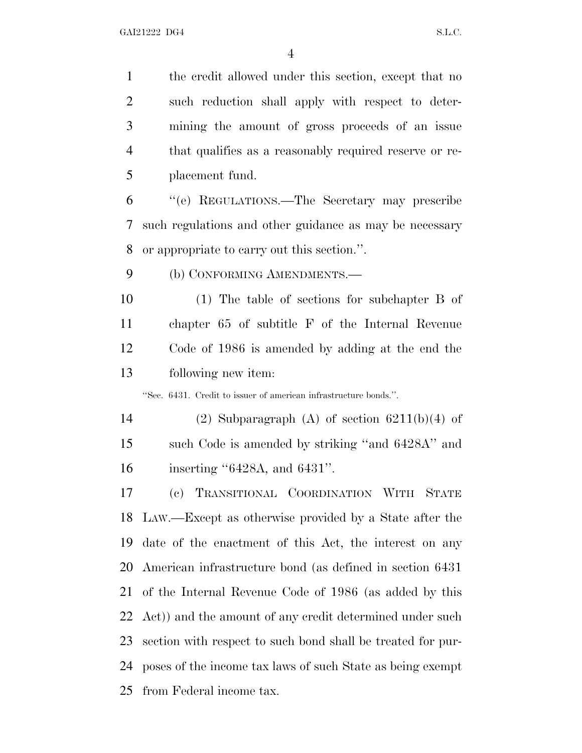the credit allowed under this section, except that no such reduction shall apply with respect to determining the amount of gross proceeds of an issue that qualifies as a reasonably required reserve or replacement fund.

"(e) REGULATIONS.—The Secretary may prescribe such regulations and other guidance as may be necessary or appropriate to carry out this section.".

(b) CONFORMING AMENDMENTS.—

(1) The table of sections for subchapter B of chapter 65 of subtitle F of the Internal Revenue Code of 1986 is amended by adding at the end the following new item:

"Sec. 6431. Credit to issuer of american infrastructure bonds.".

(2) Subparagraph (A) of section 6211(b)(4) of such Code is amended by striking "and 6428A" and inserting "6428A, and 6431".

(c) TRANSITIONAL COORDINATION WITH STATE LAW.—Except as otherwise provided by a State after the date of the enactment of this Act, the interest on any American infrastructure bond (as defined in section 6431 of the Internal Revenue Code of 1986 (as added by this Act)) and the amount of any credit determined under such section with respect to such bond shall be treated for purposes of the income tax laws of such State as being exempt from Federal income tax.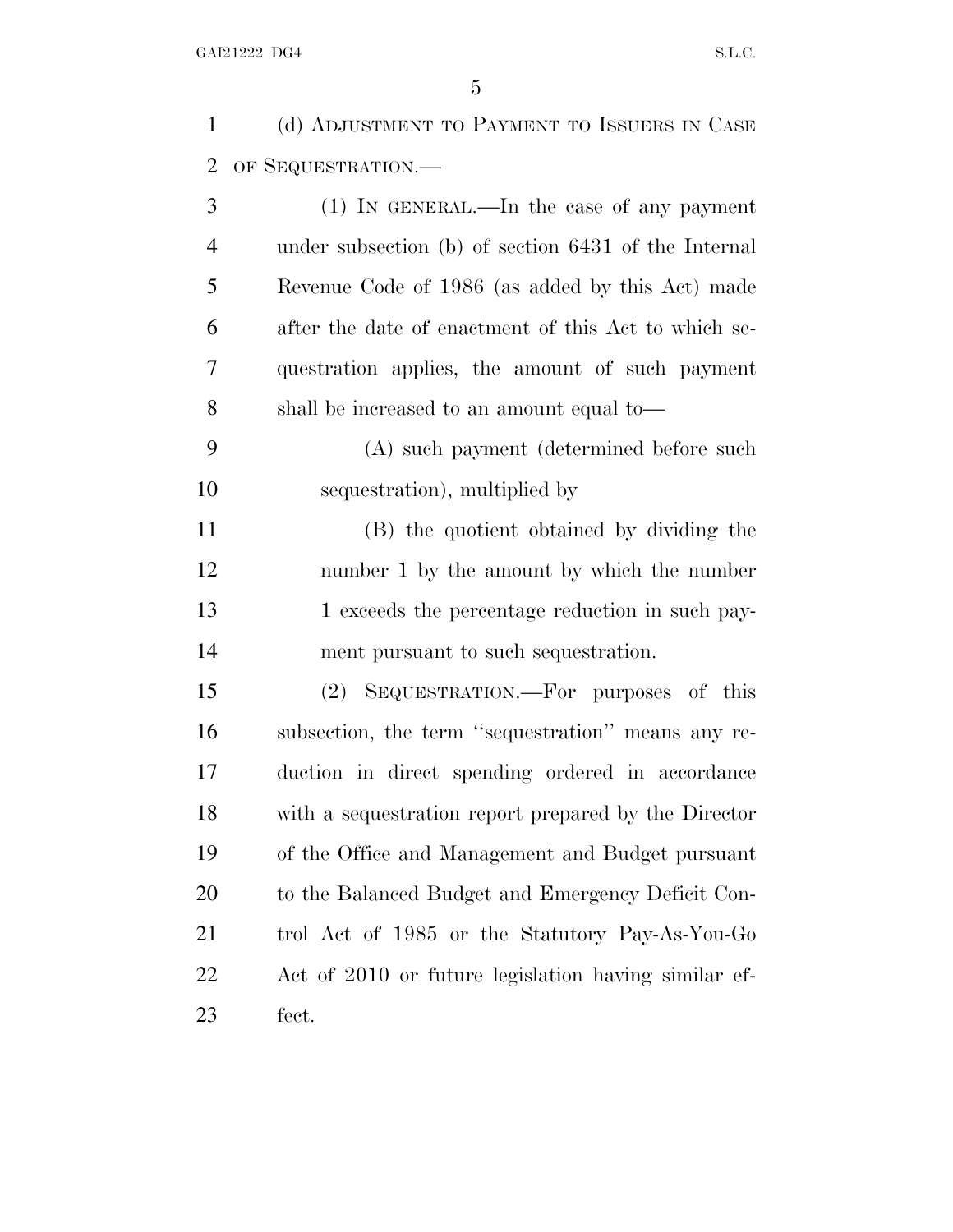(d) ADJUSTMENT TO PAYMENT TO ISSUERS IN CASE OF SEQUESTRATION.—

(1) IN GENERAL.—In the case of any payment under subsection (b) of section 6431 of the Internal Revenue Code of 1986 (as added by this Act) made after the date of enactment of this Act to which sequestration applies, the amount of such payment shall be increased to an amount equal to—

(A) such payment (determined before such sequestration), multiplied by

(B) the quotient obtained by dividing the number 1 by the amount by which the number 1 exceeds the percentage reduction in such payment pursuant to such sequestration.

(2) SEQUESTRATION.—For purposes of this subsection, the term ''sequestration'' means any reduction in direct spending ordered in accordance with a sequestration report prepared by the Director of the Office and Management and Budget pursuant to the Balanced Budget and Emergency Deficit Control Act of 1985 or the Statutory Pay-As-You-Go Act of 2010 or future legislation having similar effect.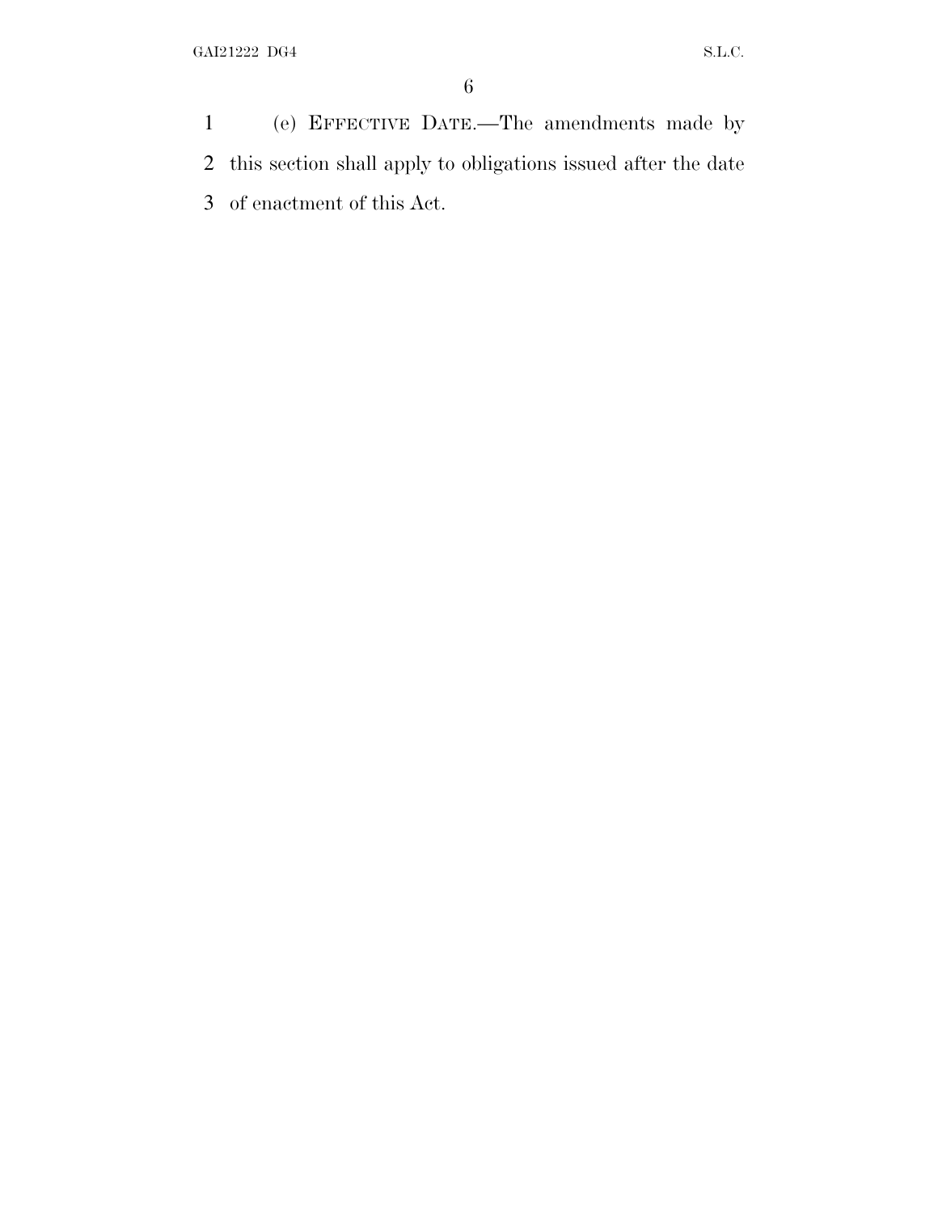(e) EFFECTIVE DATE.—The amendments made by this section shall apply to obligations issued after the date of enactment of this Act.